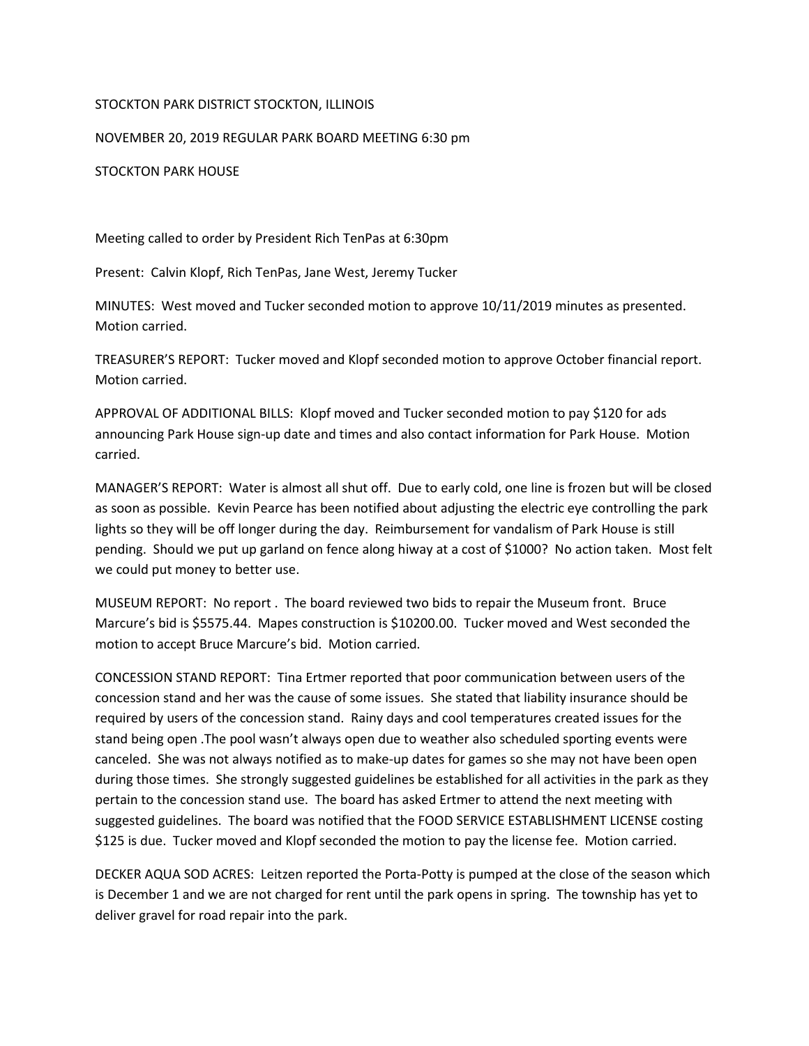STOCKTON PARK DISTRICT STOCKTON, ILLINOIS

NOVEMBER 20, 2019 REGULAR PARK BOARD MEETING 6:30 pm

STOCKTON PARK HOUSE

Meeting called to order by President Rich TenPas at 6:30pm

Present: Calvin Klopf, Rich TenPas, Jane West, Jeremy Tucker

MINUTES: West moved and Tucker seconded motion to approve 10/11/2019 minutes as presented. Motion carried.

TREASURER'S REPORT: Tucker moved and Klopf seconded motion to approve October financial report. Motion carried.

APPROVAL OF ADDITIONAL BILLS: Klopf moved and Tucker seconded motion to pay $120 for ads announcing Park House sign-up date and times and also contact information for Park House. Motion carried.

MANAGER'S REPORT: Water is almost all shut off. Due to early cold, one line is frozen but will be closed as soon as possible. Kevin Pearce has been notified about adjusting the electric eye controlling the park lights so they will be off longer during the day. Reimbursement for vandalism of Park House is still pending. Should we put up garland on fence along hiway at a cost of $1000? No action taken. Most felt we could put money to better use.

MUSEUM REPORT: No report . The board reviewed two bids to repair the Museum front. Bruce Marcure's bid is $5575.44. Mapes construction is $10200.00. Tucker moved and West seconded the motion to accept Bruce Marcure's bid. Motion carried.

CONCESSION STAND REPORT: Tina Ertmer reported that poor communication between users of the concession stand and her was the cause of some issues. She stated that liability insurance should be required by users of the concession stand. Rainy days and cool temperatures created issues for the stand being open .The pool wasn't always open due to weather also scheduled sporting events were canceled. She was not always notified as to make-up dates for games so she may not have been open during those times. She strongly suggested guidelines be established for all activities in the park as they pertain to the concession stand use. The board has asked Ertmer to attend the next meeting with suggested guidelines. The board was notified that the FOOD SERVICE ESTABLISHMENT LICENSE costing $125 is due. Tucker moved and Klopf seconded the motion to pay the license fee. Motion carried.

DECKER AQUA SOD ACRES: Leitzen reported the Porta-Potty is pumped at the close of the season which is December 1 and we are not charged for rent until the park opens in spring. The township has yet to deliver gravel for road repair into the park.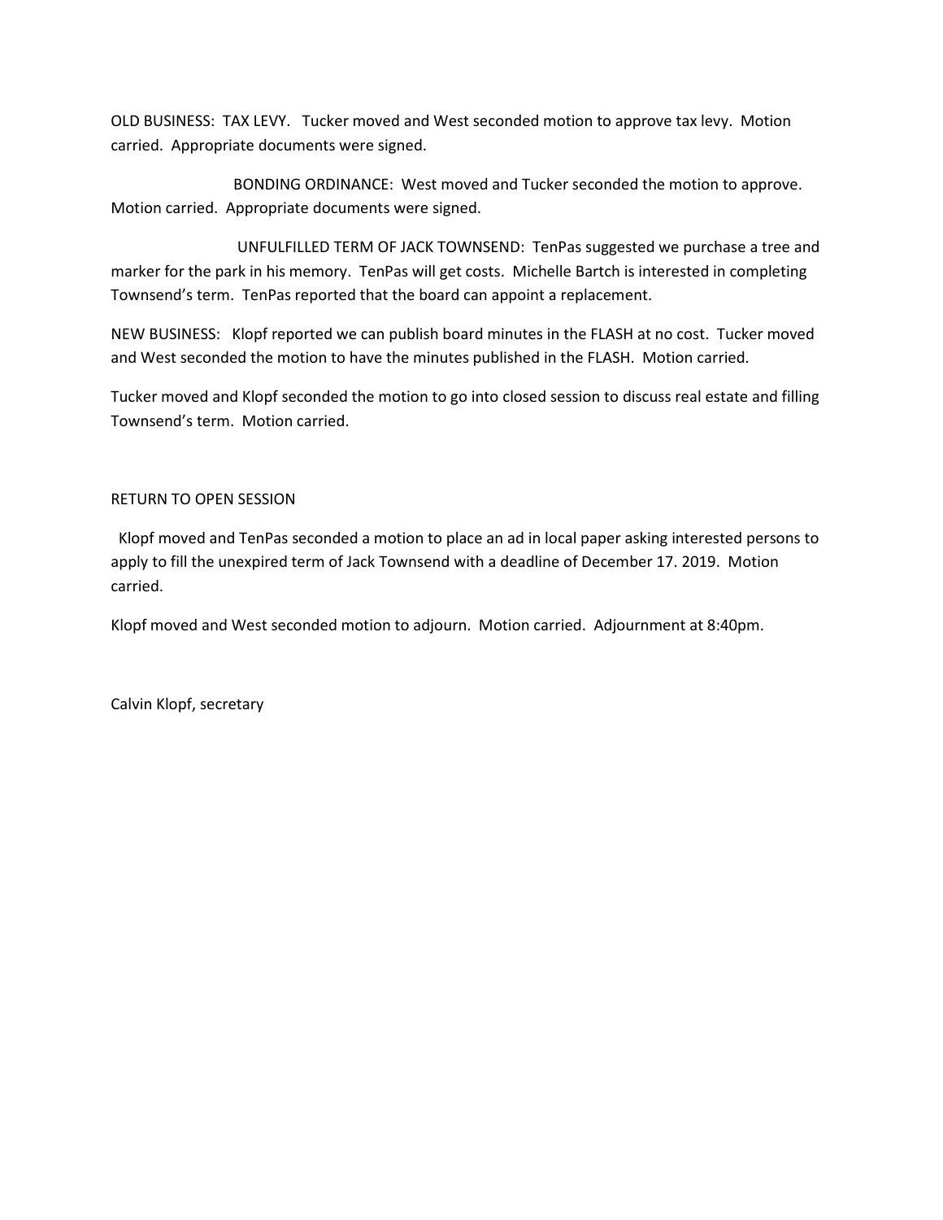OLD BUSINESS: TAX LEVY. Tucker moved and West seconded motion to approve tax levy. Motion carried. Appropriate documents were signed.

BONDING ORDINANCE: West moved and Tucker seconded the motion to approve. Motion carried. Appropriate documents were signed.

UNFULFILLED TERM OF JACK TOWNSEND: TenPas suggested we purchase a tree and marker for the park in his memory. TenPas will get costs. Michelle Bartch is interested in completing Townsend's term. TenPas reported that the board can appoint a replacement.

NEW BUSINESS: Klopf reported we can publish board minutes in the FLASH at no cost. Tucker moved and West seconded the motion to have the minutes published in the FLASH. Motion carried.

Tucker moved and Klopf seconded the motion to go into closed session to discuss real estate and filling Townsend's term. Motion carried.

RETURN TO OPEN SESSION

Klopf moved and TenPas seconded a motion to place an ad in local paper asking interested persons to apply to fill the unexpired term of Jack Townsend with a deadline of December 17. 2019. Motion carried.

Klopf moved and West seconded motion to adjourn. Motion carried. Adjournment at 8:40pm.

Calvin Klopf, secretary